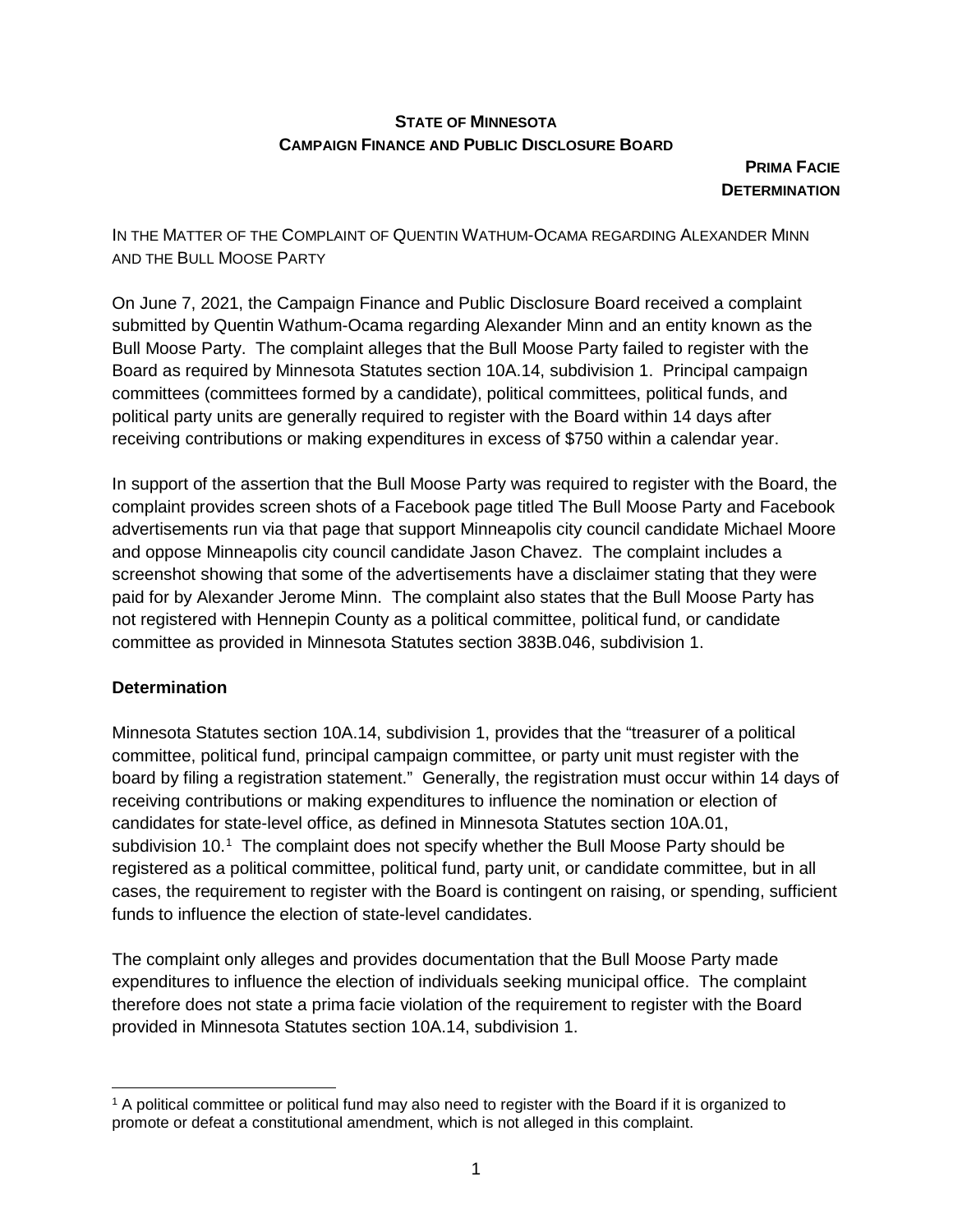**STATE OF MINNESOTA**
**CAMPAIGN FINANCE AND PUBLIC DISCLOSURE BOARD**

**PRIMA FACIE DETERMINATION**

IN THE MATTER OF THE COMPLAINT OF QUENTIN WATHUM-OCAMA REGARDING ALEXANDER MINN AND THE BULL MOOSE PARTY

On June 7, 2021, the Campaign Finance and Public Disclosure Board received a complaint submitted by Quentin Wathum-Ocama regarding Alexander Minn and an entity known as the Bull Moose Party. The complaint alleges that the Bull Moose Party failed to register with the Board as required by Minnesota Statutes section 10A.14, subdivision 1. Principal campaign committees (committees formed by a candidate), political committees, political funds, and political party units are generally required to register with the Board within 14 days after receiving contributions or making expenditures in excess of $750 within a calendar year.

In support of the assertion that the Bull Moose Party was required to register with the Board, the complaint provides screen shots of a Facebook page titled The Bull Moose Party and Facebook advertisements run via that page that support Minneapolis city council candidate Michael Moore and oppose Minneapolis city council candidate Jason Chavez. The complaint includes a screenshot showing that some of the advertisements have a disclaimer stating that they were paid for by Alexander Jerome Minn. The complaint also states that the Bull Moose Party has not registered with Hennepin County as a political committee, political fund, or candidate committee as provided in Minnesota Statutes section 383B.046, subdivision 1.

## Determination

Minnesota Statutes section 10A.14, subdivision 1, provides that the "treasurer of a political committee, political fund, principal campaign committee, or party unit must register with the board by filing a registration statement." Generally, the registration must occur within 14 days of receiving contributions or making expenditures to influence the nomination or election of candidates for state-level office, as defined in Minnesota Statutes section 10A.01, subdivision 10.[1] The complaint does not specify whether the Bull Moose Party should be registered as a political committee, political fund, party unit, or candidate committee, but in all cases, the requirement to register with the Board is contingent on raising, or spending, sufficient funds to influence the election of state-level candidates.

The complaint only alleges and provides documentation that the Bull Moose Party made expenditures to influence the election of individuals seeking municipal office. The complaint therefore does not state a prima facie violation of the requirement to register with the Board provided in Minnesota Statutes section 10A.14, subdivision 1.

[1] A political committee or political fund may also need to register with the Board if it is organized to promote or defeat a constitutional amendment, which is not alleged in this complaint.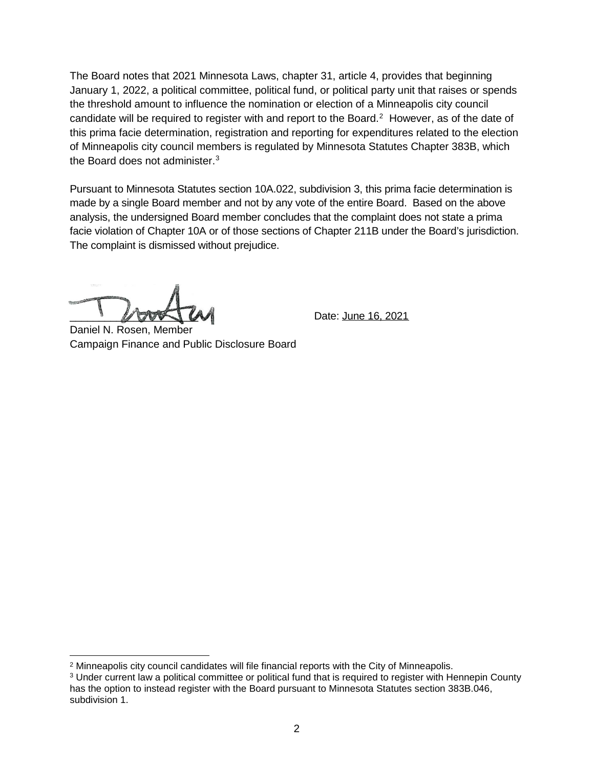The Board notes that 2021 Minnesota Laws, chapter 31, article 4, provides that beginning January 1, 2022, a political committee, political fund, or political party unit that raises or spends the threshold amount to influence the nomination or election of a Minneapolis city council candidate will be required to register with and report to the Board.[2] However, as of the date of this prima facie determination, registration and reporting for expenditures related to the election of Minneapolis city council members is regulated by Minnesota Statutes Chapter 383B, which the Board does not administer.[3]

Pursuant to Minnesota Statutes section 10A.022, subdivision 3, this prima facie determination is made by a single Board member and not by any vote of the entire Board. Based on the above analysis, the undersigned Board member concludes that the complaint does not state a prima facie violation of Chapter 10A or of those sections of Chapter 211B under the Board's jurisdiction. The complaint is dismissed without prejudice.

\_\_\_\_\_\_\_\_\_\_\_\_\_\_\_\_\_\_\_\_\_\_\_\_ Date: June 16, 2021

Daniel N. Rosen, Member
Campaign Finance and Public Disclosure Board

---

[2] Minneapolis city council candidates will file financial reports with the City of Minneapolis.

[3] Under current law a political committee or political fund that is required to register with Hennepin County has the option to instead register with the Board pursuant to Minnesota Statutes section 383B.046, subdivision 1.